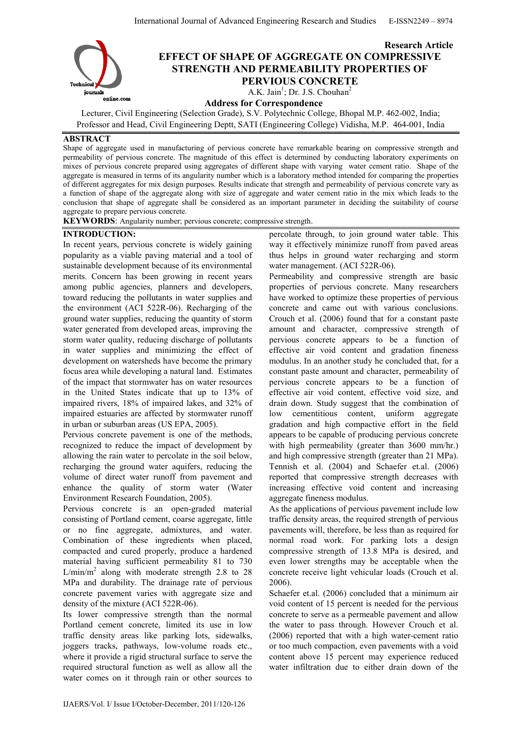**Research Article**

# EFFECT OF SHAPE OF AGGREGATE ON COMPRESSIVE STRENGTH AND PERMEABILITY PROPERTIES OF PERVIOUS CONCRETE

A.K. Jain[1]; Dr. J.S. Chouhan[2]

**Address for Correspondence**

Lecturer, Civil Engineering (Selection Grade), S.V. Polytechnic College, Bhopal M.P. 462-002, India;
Professor and Head, Civil Engineering Deptt, SATI (Engineering College) Vidisha, M.P. 464-001, India

## ABSTRACT

Shape of aggregate used in manufacturing of pervious concrete have remarkable bearing on compressive strength and permeability of pervious concrete. The magnitude of this effect is determined by conducting laboratory experiments on mixes of pervious concrete prepared using aggregates of different shape with varying water cement ratio. Shape of the aggregate is measured in terms of its angularity number which is a laboratory method intended for comparing the properties of different aggregates for mix design purposes. Results indicate that strength and permeability of pervious concrete vary as a function of shape of the aggregate along with size of aggregate and water cement ratio in the mix which leads to the conclusion that shape of aggregate shall be considered as an important parameter in deciding the suitability of course aggregate to prepare pervious concrete.

**KEYWORDS**: Angularity number; pervious concrete; compressive strength.

## INTRODUCTION:

In recent years, pervious concrete is widely gaining popularity as a viable paving material and a tool of sustainable development because of its environmental merits. Concern has been growing in recent years among public agencies, planners and developers, toward reducing the pollutants in water supplies and the environment (ACI 522R-06). Recharging of the ground water supplies, reducing the quantity of storm water generated from developed areas, improving the storm water quality, reducing discharge of pollutants in water supplies and minimizing the effect of development on watersheds have become the primary focus area while developing a natural land. Estimates of the impact that stormwater has on water resources in the United States indicate that up to 13% of impaired rivers, 18% of impaired lakes, and 32% of impaired estuaries are affected by stormwater runoff in urban or suburban areas (US EPA, 2005).

Pervious concrete pavement is one of the methods, recognized to reduce the impact of development by allowing the rain water to percolate in the soil below, recharging the ground water aquifers, reducing the volume of direct water runoff from pavement and enhance the quality of storm water (Water Environment Research Foundation, 2005).

Pervious concrete is an open-graded material consisting of Portland cement, coarse aggregate, little or no fine aggregate, admixtures, and water. Combination of these ingredients when placed, compacted and cured properly, produce a hardened material having sufficient permeability 81 to 730 $L/min/m^2$ along with moderate strength 2.8 to 28 MPa and durability. The drainage rate of pervious concrete pavement varies with aggregate size and density of the mixture (ACI 522R-06).

Its lower compressive strength than the normal Portland cement concrete, limited its use in low traffic density areas like parking lots, sidewalks, joggers tracks, pathways, low-volume roads etc., where it provide a rigid structural surface to serve the required structural function as well as allow all the water comes on it through rain or other sources to percolate through, to join ground water table. This way it effectively minimize runoff from paved areas thus helps in ground water recharging and storm water management. (ACI 522R-06).

Permeability and compressive strength are basic properties of pervious concrete. Many researchers have worked to optimize these properties of pervious concrete and came out with various conclusions. Crouch et al. (2006) found that for a constant paste amount and character, compressive strength of pervious concrete appears to be a function of effective air void content and gradation fineness modulus. In an another study he concluded that, for a constant paste amount and character, permeability of pervious concrete appears to be a function of effective air void content, effective void size, and drain down. Study suggest that the combination of low cementitious content, uniform aggregate gradation and high compactive effort in the field appears to be capable of producing pervious concrete with high permeability (greater than 3600 mm/hr.) and high compressive strength (greater than 21 MPa). Tennish et al. (2004) and Schaefer et.al. (2006) reported that compressive strength decreases with increasing effective void content and increasing aggregate fineness modulus.

As the applications of pervious pavement include low traffic density areas, the required strength of pervious pavements will, therefore, be less than as required for normal road work. For parking lots a design compressive strength of 13.8 MPa is desired, and even lower strengths may be acceptable when the concrete receive light vehicular loads (Crouch et al. 2006).

Schaefer et.al. (2006) concluded that a minimum air void content of 15 percent is needed for the pervious concrete to serve as a permeable pavement and allow the water to pass through. However Crouch et al. (2006) reported that with a high water-cement ratio or too much compaction, even pavements with a void content above 15 percent may experience reduced water infiltration due to either drain down of the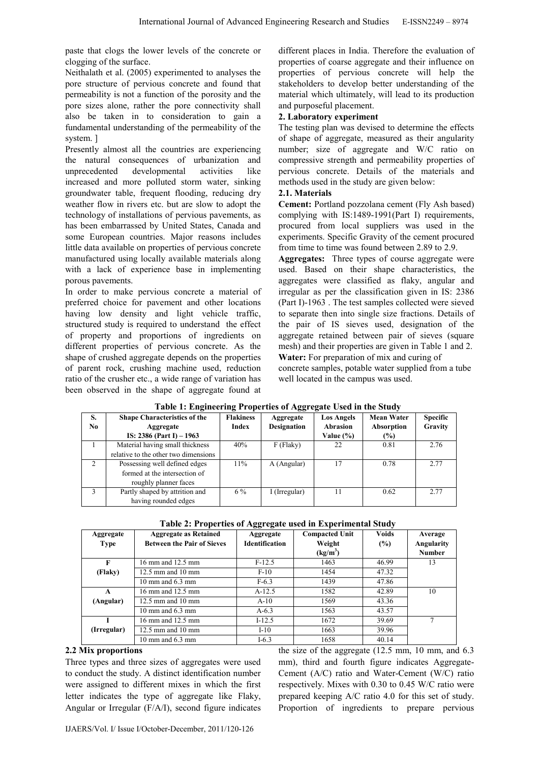paste that clogs the lower levels of the concrete or clogging of the surface.

Neithalath et al. (2005) experimented to analyses the pore structure of pervious concrete and found that permeability is not a function of the porosity and the pore sizes alone, rather the pore connectivity shall also be taken in to consideration to gain a fundamental understanding of the permeability of the system. ]

Presently almost all the countries are experiencing the natural consequences of urbanization and unprecedented developmental activities like increased and more polluted storm water, sinking groundwater table, frequent flooding, reducing dry weather flow in rivers etc. but are slow to adopt the technology of installations of pervious pavements, as has been embarrassed by United States, Canada and some European countries. Major reasons includes little data available on properties of pervious concrete manufactured using locally available materials along with a lack of experience base in implementing porous pavements.

In order to make pervious concrete a material of preferred choice for pavement and other locations having low density and light vehicle traffic, structured study is required to understand the effect of property and proportions of ingredients on different properties of pervious concrete. As the shape of crushed aggregate depends on the properties of parent rock, crushing machine used, reduction ratio of the crusher etc., a wide range of variation has been observed in the shape of aggregate found at different places in India. Therefore the evaluation of properties of coarse aggregate and their influence on properties of pervious concrete will help the stakeholders to develop better understanding of the material which ultimately, will lead to its production and purposeful placement.

## 2. Laboratory experiment

The testing plan was devised to determine the effects of shape of aggregate, measured as their angularity number; size of aggregate and W/C ratio on compressive strength and permeability properties of pervious concrete. Details of the materials and methods used in the study are given below:

### 2.1. Materials

**Cement:** Portland pozzolana cement (Fly Ash based) complying with IS:1489-1991(Part I) requirements, procured from local suppliers was used in the experiments. Specific Gravity of the cement procured from time to time was found between 2.89 to 2.9.

**Aggregates:** Three types of course aggregate were used. Based on their shape characteristics, the aggregates were classified as flaky, angular and irregular as per the classification given in IS: 2386 (Part I)-1963 . The test samples collected were sieved to separate then into single size fractions. Details of the pair of IS sieves used, designation of the aggregate retained between pair of sieves (square mesh) and their properties are given in Table 1 and 2.

**Water:** For preparation of mix and curing of concrete samples, potable water supplied from a tube well located in the campus was used.

**Table 1: Engineering Properties of Aggregate Used in the Study**

| S. No | Shape Characteristics of the Aggregate IS: 2386 (Part I) – 1963 | Flakiness Index | Aggregate Designation | Los Angels Abrasion Value (%) | Mean Water Absorption (%) | Specific Gravity |
|---|---|---|---|---|---|---|
| 1 | Material having small thickness relative to the other two dimensions | 40% | F (Flaky) | 22 | 0.81 | 2.76 |
| 2 | Possessing well defined edges formed at the intersection of roughly planner faces | 11% | A (Angular) | 17 | 0.78 | 2.77 |
| 3 | Partly shaped by attrition and having rounded edges | 6 % | I (Irregular) | 11 | 0.62 | 2.77 |

**Table 2: Properties of Aggregate used in Experimental Study**

| Aggregate Type | Aggregate as Retained Between the Pair of Sieves | Aggregate Identification | Compacted Unit Weight (kg/m$^3$) | Voids (%) | Average Angularity Number |
|---|---|---|---|---|---|
| F (Flaky) | 16 mm and 12.5 mm | F-12.5 | 1463 | 46.99 | 13 |
| | 12.5 mm and 10 mm | F-10 | 1454 | 47.32 | |
| | 10 mm and 6.3 mm | F-6.3 | 1439 | 47.86 | |
| A (Angular) | 16 mm and 12.5 mm | A-12.5 | 1582 | 42.89 | 10 |
| | 12.5 mm and 10 mm | A-10 | 1569 | 43.36 | |
| | 10 mm and 6.3 mm | A-6.3 | 1563 | 43.57 | |
| I (Irregular) | 16 mm and 12.5 mm | I-12.5 | 1672 | 39.69 | 7 |
| | 12.5 mm and 10 mm | I-10 | 1663 | 39.96 | |
| | 10 mm and 6.3 mm | I-6.3 | 1658 | 40.14 | |

### 2.2 Mix proportions

Three types and three sizes of aggregates were used to conduct the study. A distinct identification number were assigned to different mixes in which the first letter indicates the type of aggregate like Flaky, Angular or Irregular (F/A/I), second figure indicates the size of the aggregate (12.5 mm, 10 mm, and 6.3 mm), third and fourth figure indicates Aggregate-Cement (A/C) ratio and Water-Cement (W/C) ratio respectively. Mixes with 0.30 to 0.45 W/C ratio were prepared keeping A/C ratio 4.0 for this set of study. Proportion of ingredients to prepare pervious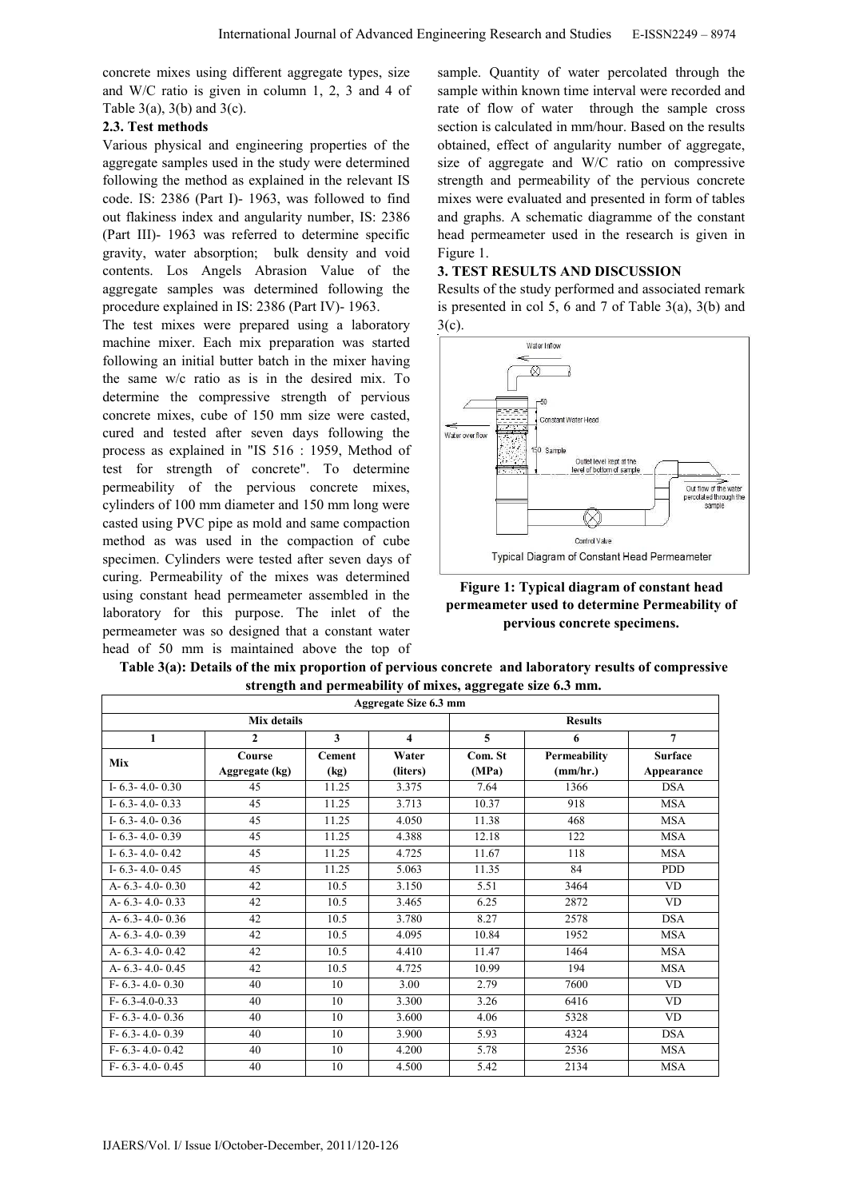concrete mixes using different aggregate types, size and W/C ratio is given in column 1, 2, 3 and 4 of Table 3(a), 3(b) and 3(c).

### 2.3. Test methods

Various physical and engineering properties of the aggregate samples used in the study were determined following the method as explained in the relevant IS code. IS: 2386 (Part I)- 1963, was followed to find out flakiness index and angularity number, IS: 2386 (Part III)- 1963 was referred to determine specific gravity, water absorption; bulk density and void contents. Los Angels Abrasion Value of the aggregate samples was determined following the procedure explained in IS: 2386 (Part IV)- 1963.

The test mixes were prepared using a laboratory machine mixer. Each mix preparation was started following an initial butter batch in the mixer having the same w/c ratio as is in the desired mix. To determine the compressive strength of pervious concrete mixes, cube of 150 mm size were casted, cured and tested after seven days following the process as explained in "IS 516 : 1959, Method of test for strength of concrete". To determine permeability of the pervious concrete mixes, cylinders of 100 mm diameter and 150 mm long were casted using PVC pipe as mold and same compaction method as was used in the compaction of cube specimen. Cylinders were tested after seven days of curing. Permeability of the mixes was determined using constant head permeameter assembled in the laboratory for this purpose. The inlet of the permeameter was so designed that a constant water head of 50 mm is maintained above the top of sample. Quantity of water percolated through the sample within known time interval were recorded and rate of flow of water through the sample cross section is calculated in mm/hour. Based on the results obtained, effect of angularity number of aggregate, size of aggregate and W/C ratio on compressive strength and permeability of the pervious concrete mixes were evaluated and presented in form of tables and graphs. A schematic diagramme of the constant head permeameter used in the research is given in Figure 1.

## 3. TEST RESULTS AND DISCUSSION

Results of the study performed and associated remark is presented in col 5, 6 and 7 of Table 3(a), 3(b) and 3(c).

**Figure 1: Typical diagram of constant head permeameter used to determine Permeability of pervious concrete specimens.**

**Table 3(a): Details of the mix proportion of pervious concrete and laboratory results of compressive strength and permeability of mixes, aggregate size 6.3 mm.**

| Aggregate Size 6.3 mm | | | | | | |
|---|---|---|---|---|---|---|
| Mix details | | | | Results | | |
| 1 | 2 | 3 | 4 | 5 | 6 | 7 |
| Mix | Course Aggregate (kg) | Cement (kg) | Water (liters) | Com. St (MPa) | Permeability (mm/hr.) | Surface Appearance |
| I- 6.3- 4.0- 0.30 | 45 | 11.25 | 3.375 | 7.64 | 1366 | DSA |
| I- 6.3- 4.0- 0.33 | 45 | 11.25 | 3.713 | 10.37 | 918 | MSA |
| I- 6.3- 4.0- 0.36 | 45 | 11.25 | 4.050 | 11.38 | 468 | MSA |
| I- 6.3- 4.0- 0.39 | 45 | 11.25 | 4.388 | 12.18 | 122 | MSA |
| I- 6.3- 4.0- 0.42 | 45 | 11.25 | 4.725 | 11.67 | 118 | MSA |
| I- 6.3- 4.0- 0.45 | 45 | 11.25 | 5.063 | 11.35 | 84 | PDD |
| A- 6.3- 4.0- 0.30 | 42 | 10.5 | 3.150 | 5.51 | 3464 | VD |
| A- 6.3- 4.0- 0.33 | 42 | 10.5 | 3.465 | 6.25 | 2872 | VD |
| A- 6.3- 4.0- 0.36 | 42 | 10.5 | 3.780 | 8.27 | 2578 | DSA |
| A- 6.3- 4.0- 0.39 | 42 | 10.5 | 4.095 | 10.84 | 1952 | MSA |
| A- 6.3- 4.0- 0.42 | 42 | 10.5 | 4.410 | 11.47 | 1464 | MSA |
| A- 6.3- 4.0- 0.45 | 42 | 10.5 | 4.725 | 10.99 | 194 | MSA |
| F- 6.3- 4.0- 0.30 | 40 | 10 | 3.00 | 2.79 | 7600 | VD |
| F- 6.3-4.0-0.33 | 40 | 10 | 3.300 | 3.26 | 6416 | VD |
| F- 6.3- 4.0- 0.36 | 40 | 10 | 3.600 | 4.06 | 5328 | VD |
| F- 6.3- 4.0- 0.39 | 40 | 10 | 3.900 | 5.93 | 4324 | DSA |
| F- 6.3- 4.0- 0.42 | 40 | 10 | 4.200 | 5.78 | 2536 | MSA |
| F- 6.3- 4.0- 0.45 | 40 | 10 | 4.500 | 5.42 | 2134 | MSA |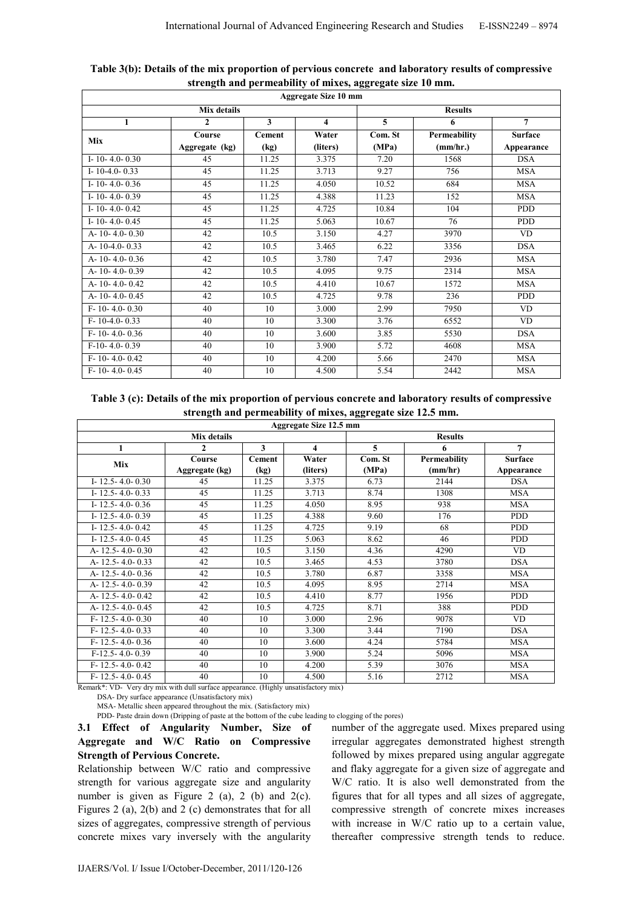**Table 3(b): Details of the mix proportion of pervious concrete and laboratory results of compressive strength and permeability of mixes, aggregate size 10 mm.**

| Aggregate Size 10 mm | | | | | | |
|---|---|---|---|---|---|---|
| Mix details | | | | Results | | |
| 1 | 2 | 3 | 4 | 5 | 6 | 7 |
| Mix | Course Aggregate (kg) | Cement (kg) | Water (liters) | Com. St (MPa) | Permeability (mm/hr.) | Surface Appearance |
| I- 10- 4.0- 0.30 | 45 | 11.25 | 3.375 | 7.20 | 1568 | DSA |
| I- 10-4.0- 0.33 | 45 | 11.25 | 3.713 | 9.27 | 756 | MSA |
| I- 10- 4.0- 0.36 | 45 | 11.25 | 4.050 | 10.52 | 684 | MSA |
| I- 10- 4.0- 0.39 | 45 | 11.25 | 4.388 | 11.23 | 152 | MSA |
| I- 10- 4.0- 0.42 | 45 | 11.25 | 4.725 | 10.84 | 104 | PDD |
| I- 10- 4.0- 0.45 | 45 | 11.25 | 5.063 | 10.67 | 76 | PDD |
| A- 10- 4.0- 0.30 | 42 | 10.5 | 3.150 | 4.27 | 3970 | VD |
| A- 10-4.0- 0.33 | 42 | 10.5 | 3.465 | 6.22 | 3356 | DSA |
| A- 10- 4.0- 0.36 | 42 | 10.5 | 3.780 | 7.47 | 2936 | MSA |
| A- 10- 4.0- 0.39 | 42 | 10.5 | 4.095 | 9.75 | 2314 | MSA |
| A- 10- 4.0- 0.42 | 42 | 10.5 | 4.410 | 10.67 | 1572 | MSA |
| A- 10- 4.0- 0.45 | 42 | 10.5 | 4.725 | 9.78 | 236 | PDD |
| F- 10- 4.0- 0.30 | 40 | 10 | 3.000 | 2.99 | 7950 | VD |
| F- 10-4.0- 0.33 | 40 | 10 | 3.300 | 3.76 | 6552 | VD |
| F- 10- 4.0- 0.36 | 40 | 10 | 3.600 | 3.85 | 5530 | DSA |
| F-10- 4.0- 0.39 | 40 | 10 | 3.900 | 5.72 | 4608 | MSA |
| F- 10- 4.0- 0.42 | 40 | 10 | 4.200 | 5.66 | 2470 | MSA |
| F- 10- 4.0- 0.45 | 40 | 10 | 4.500 | 5.54 | 2442 | MSA |

**Table 3 (c): Details of the mix proportion of pervious concrete and laboratory results of compressive strength and permeability of mixes, aggregate size 12.5 mm.**

| Aggregate Size 12.5 mm | | | | | | |
|---|---|---|---|---|---|---|
| Mix details | | | | Results | | |
| 1 | 2 | 3 | 4 | 5 | 6 | 7 |
| Mix | Course Aggregate (kg) | Cement (kg) | Water (liters) | Com. St (MPa) | Permeability (mm/hr) | Surface Appearance |
| I- 12.5- 4.0- 0.30 | 45 | 11.25 | 3.375 | 6.73 | 2144 | DSA |
| I- 12.5- 4.0- 0.33 | 45 | 11.25 | 3.713 | 8.74 | 1308 | MSA |
| I- 12.5- 4.0- 0.36 | 45 | 11.25 | 4.050 | 8.95 | 938 | MSA |
| I- 12.5- 4.0- 0.39 | 45 | 11.25 | 4.388 | 9.60 | 176 | PDD |
| I- 12.5- 4.0- 0.42 | 45 | 11.25 | 4.725 | 9.19 | 68 | PDD |
| I- 12.5- 4.0- 0.45 | 45 | 11.25 | 5.063 | 8.62 | 46 | PDD |
| A- 12.5- 4.0- 0.30 | 42 | 10.5 | 3.150 | 4.36 | 4290 | VD |
| A- 12.5- 4.0- 0.33 | 42 | 10.5 | 3.465 | 4.53 | 3780 | DSA |
| A- 12.5- 4.0- 0.36 | 42 | 10.5 | 3.780 | 6.87 | 3358 | MSA |
| A- 12.5- 4.0- 0.39 | 42 | 10.5 | 4.095 | 8.95 | 2714 | MSA |
| A- 12.5- 4.0- 0.42 | 42 | 10.5 | 4.410 | 8.77 | 1956 | PDD |
| A- 12.5- 4.0- 0.45 | 42 | 10.5 | 4.725 | 8.71 | 388 | PDD |
| F- 12.5- 4.0- 0.30 | 40 | 10 | 3.000 | 2.96 | 9078 | VD |
| F- 12.5- 4.0- 0.33 | 40 | 10 | 3.300 | 3.44 | 7190 | DSA |
| F- 12.5- 4.0- 0.36 | 40 | 10 | 3.600 | 4.24 | 5784 | MSA |
| F-12.5- 4.0- 0.39 | 40 | 10 | 3.900 | 5.24 | 5096 | MSA |
| F- 12.5- 4.0- 0.42 | 40 | 10 | 4.200 | 5.39 | 3076 | MSA |
| F- 12.5- 4.0- 0.45 | 40 | 10 | 4.500 | 5.16 | 2712 | MSA |

Remark*: VD- Very dry mix with dull surface appearance. (Highly unsatisfactory mix)

DSA- Dry surface appearance (Unsatisfactory mix)

MSA- Metallic sheen appeared throughout the mix. (Satisfactory mix)

PDD- Paste drain down (Dripping of paste at the bottom of the cube leading to clogging of the pores)

### 3.1 Effect of Angularity Number, Size of Aggregate and W/C Ratio on Compressive Strength of Pervious Concrete.

Relationship between W/C ratio and compressive strength for various aggregate size and angularity number is given as Figure 2 (a), 2 (b) and 2(c). Figures 2 (a), 2(b) and 2 (c) demonstrates that for all sizes of aggregates, compressive strength of pervious concrete mixes vary inversely with the angularity number of the aggregate used. Mixes prepared using irregular aggregates demonstrated highest strength followed by mixes prepared using angular aggregate and flaky aggregate for a given size of aggregate and W/C ratio. It is also well demonstrated from the figures that for all types and all sizes of aggregate, compressive strength of concrete mixes increases with increase in W/C ratio up to a certain value, thereafter compressive strength tends to reduce.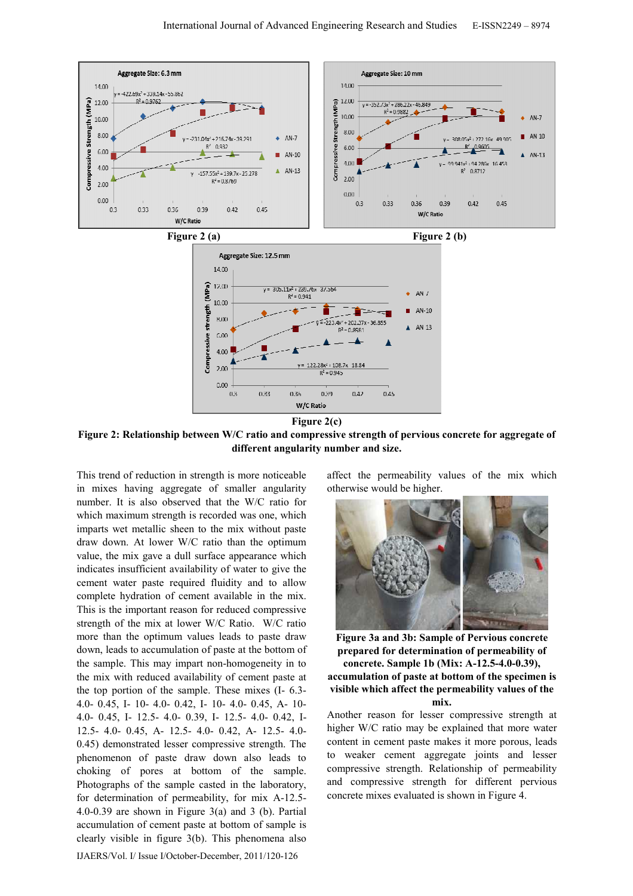Figure 2 (a)

Figure 2 (b)

Figure 2(c)

**Figure 2: Relationship between W/C ratio and compressive strength of pervious concrete for aggregate of different angularity number and size.**

This trend of reduction in strength is more noticeable in mixes having aggregate of smaller angularity number. It is also observed that the W/C ratio for which maximum strength is recorded was one, which imparts wet metallic sheen to the mix without paste draw down. At lower W/C ratio than the optimum value, the mix gave a dull surface appearance which indicates insufficient availability of water to give the cement water paste required fluidity and to allow complete hydration of cement available in the mix. This is the important reason for reduced compressive strength of the mix at lower W/C Ratio. W/C ratio more than the optimum values leads to paste draw down, leads to accumulation of paste at the bottom of the sample. This may impart non-homogeneity in to the mix with reduced availability of cement paste at the top portion of the sample. These mixes (I- 6.3-4.0- 0.45, I- 10- 4.0- 0.42, I- 10- 4.0- 0.45, A- 10-4.0- 0.45, I- 12.5- 4.0- 0.39, I- 12.5- 4.0- 0.42, I-12.5- 4.0- 0.45, A- 12.5- 4.0- 0.42, A- 12.5- 4.0-0.45) demonstrated lesser compressive strength. The phenomenon of paste draw down also leads to choking of pores at bottom of the sample. Photographs of the sample casted in the laboratory, for determination of permeability, for mix A-12.5-4.0-0.39 are shown in Figure 3(a) and 3 (b). Partial accumulation of cement paste at bottom of sample is clearly visible in figure 3(b). This phenomena also affect the permeability values of the mix which otherwise would be higher.

**Figure 3a and 3b: Sample of Pervious concrete prepared for determination of permeability of concrete. Sample 1b (Mix: A-12.5-4.0-0.39), accumulation of paste at bottom of the specimen is visible which affect the permeability values of the mix.**

Another reason for lesser compressive strength at higher W/C ratio may be explained that more water content in cement paste makes it more porous, leads to weaker cement aggregate joints and lesser compressive strength. Relationship of permeability and compressive strength for different pervious concrete mixes evaluated is shown in Figure 4.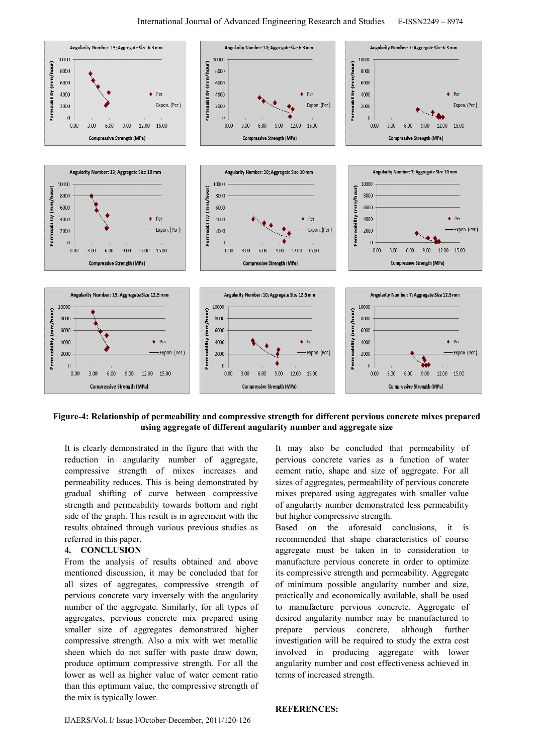**Figure-4: Relationship of permeability and compressive strength for different pervious concrete mixes prepared using aggregate of different angularity number and aggregate size**

It is clearly demonstrated in the figure that with the reduction in angularity number of aggregate, compressive strength of mixes increases and permeability reduces. This is being demonstrated by gradual shifting of curve between compressive strength and permeability towards bottom and right side of the graph. This result is in agreement with the results obtained through various previous studies as referred in this paper.

## 4. CONCLUSION

From the analysis of results obtained and above mentioned discussion, it may be concluded that for all sizes of aggregates, compressive strength of pervious concrete vary inversely with the angularity number of the aggregate. Similarly, for all types of aggregates, pervious concrete mix prepared using smaller size of aggregates demonstrated higher compressive strength. Also a mix with wet metallic sheen which do not suffer with paste draw down, produce optimum compressive strength. For all the lower as well as higher value of water cement ratio than this optimum value, the compressive strength of the mix is typically lower.

It may also be concluded that permeability of pervious concrete varies as a function of water cement ratio, shape and size of aggregate. For all sizes of aggregates, permeability of pervious concrete mixes prepared using aggregates with smaller value of angularity number demonstrated less permeability but higher compressive strength.

Based on the aforesaid conclusions, it is recommended that shape characteristics of course aggregate must be taken in to consideration to manufacture pervious concrete in order to optimize its compressive strength and permeability. Aggregate of minimum possible angularity number and size, practically and economically available, shall be used to manufacture pervious concrete. Aggregate of desired angularity number may be manufactured to prepare pervious concrete, although further investigation will be required to study the extra cost involved in producing aggregate with lower angularity number and cost effectiveness achieved in terms of increased strength.

## REFERENCES: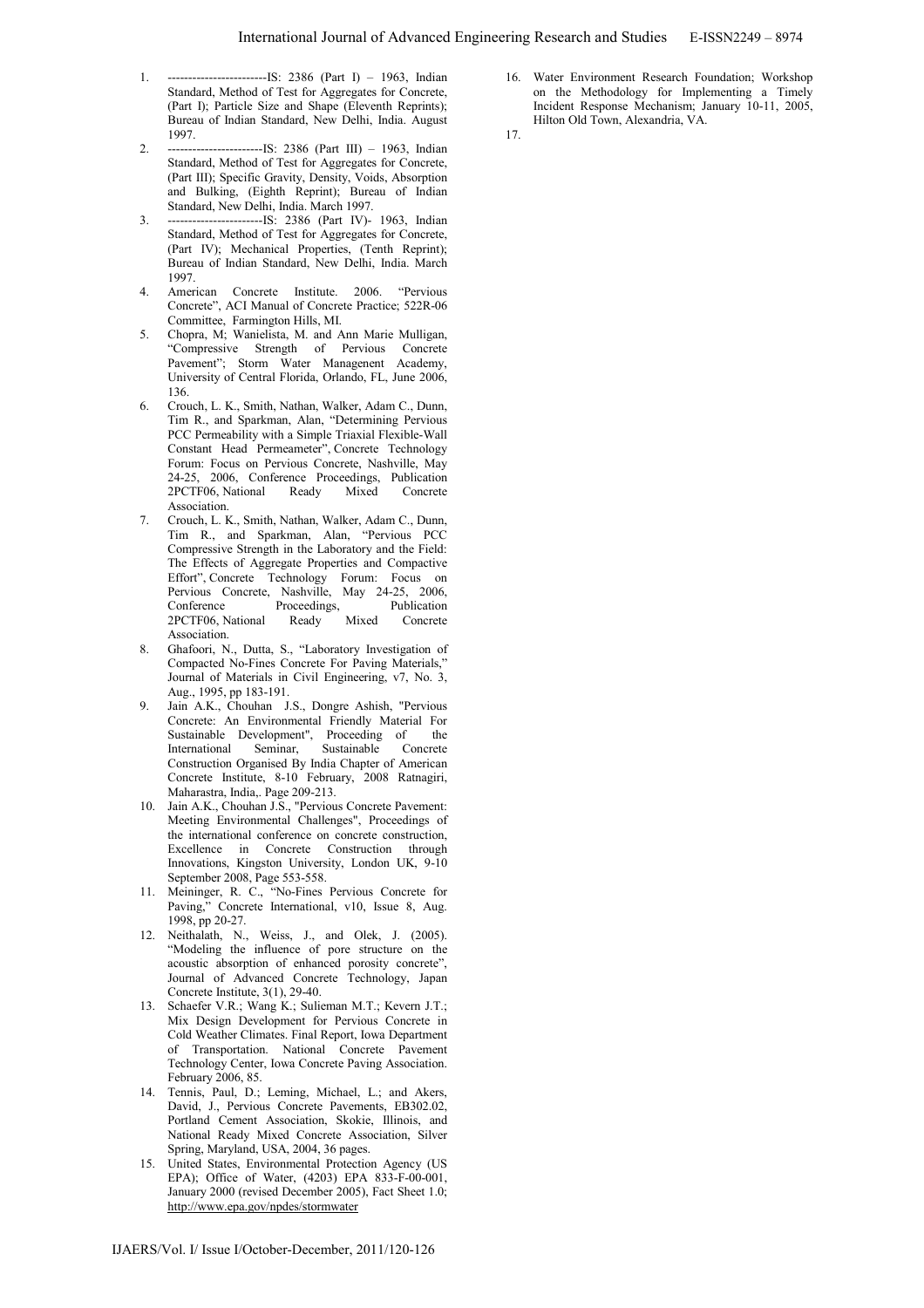1. ------------------------IS: 2386 (Part I) – 1963, Indian Standard, Method of Test for Aggregates for Concrete, (Part I); Particle Size and Shape (Eleventh Reprints); Bureau of Indian Standard, New Delhi, India. August 1997.
2. -----------------------IS: 2386 (Part III) – 1963, Indian Standard, Method of Test for Aggregates for Concrete, (Part III); Specific Gravity, Density, Voids, Absorption and Bulking, (Eighth Reprint); Bureau of Indian Standard, New Delhi, India. March 1997.
3. -----------------------IS: 2386 (Part IV)- 1963, Indian Standard, Method of Test for Aggregates for Concrete, (Part IV); Mechanical Properties, (Tenth Reprint); Bureau of Indian Standard, New Delhi, India. March 1997.
4. American Concrete Institute. 2006. "Pervious Concrete", ACI Manual of Concrete Practice; 522R-06 Committee, Farmington Hills, MI.
5. Chopra, M; Wanielista, M. and Ann Marie Mulligan, "Compressive Strength of Pervious Concrete Pavement"; Storm Water Managenent Academy, University of Central Florida, Orlando, FL, June 2006, 136.
6. Crouch, L. K., Smith, Nathan, Walker, Adam C., Dunn, Tim R., and Sparkman, Alan, "Determining Pervious PCC Permeability with a Simple Triaxial Flexible-Wall Constant Head Permeameter", Concrete Technology Forum: Focus on Pervious Concrete, Nashville, May 24-25, 2006, Conference Proceedings, Publication 2PCTF06, National Ready Mixed Concrete Association.
7. Crouch, L. K., Smith, Nathan, Walker, Adam C., Dunn, Tim R., and Sparkman, Alan, "Pervious PCC Compressive Strength in the Laboratory and the Field: The Effects of Aggregate Properties and Compactive Effort", Concrete Technology Forum: Focus on Pervious Concrete, Nashville, May 24-25, 2006, Conference Proceedings, Publication 2PCTF06, National Ready Mixed Concrete Association.
8. Ghafoori, N., Dutta, S., "Laboratory Investigation of Compacted No-Fines Concrete For Paving Materials," Journal of Materials in Civil Engineering, v7, No. 3, Aug., 1995, pp 183-191.
9. Jain A.K., Chouhan J.S., Dongre Ashish, "Pervious Concrete: An Environmental Friendly Material For Sustainable Development", Proceeding of the International Seminar, Sustainable Concrete Construction Organised By India Chapter of American Concrete Institute, 8-10 February, 2008 Ratnagiri, Maharastra, India,. Page 209-213.
10. Jain A.K., Chouhan J.S., "Pervious Concrete Pavement: Meeting Environmental Challenges", Proceedings of the international conference on concrete construction, Excellence in Concrete Construction through Innovations, Kingston University, London UK, 9-10 September 2008, Page 553-558.
11. Meininger, R. C., "No-Fines Pervious Concrete for Paving," Concrete International, v10, Issue 8, Aug. 1998, pp 20-27.
12. Neithalath, N., Weiss, J., and Olek, J. (2005). "Modeling the influence of pore structure on the acoustic absorption of enhanced porosity concrete", Journal of Advanced Concrete Technology, Japan Concrete Institute, 3(1), 29-40.
13. Schaefer V.R.; Wang K.; Sulieman M.T.; Kevern J.T.; Mix Design Development for Pervious Concrete in Cold Weather Climates. Final Report, Iowa Department of Transportation. National Concrete Pavement Technology Center, Iowa Concrete Paving Association. February 2006, 85.
14. Tennis, Paul, D.; Leming, Michael, L.; and Akers, David, J., Pervious Concrete Pavements, EB302.02, Portland Cement Association, Skokie, Illinois, and National Ready Mixed Concrete Association, Silver Spring, Maryland, USA, 2004, 36 pages.
15. United States, Environmental Protection Agency (US EPA); Office of Water, (4203) EPA 833-F-00-001, January 2000 (revised December 2005), Fact Sheet 1.0; http://www.epa.gov/npdes/stormwater
16. Water Environment Research Foundation; Workshop on the Methodology for Implementing a Timely Incident Response Mechanism; January 10-11, 2005, Hilton Old Town, Alexandria, VA.
17.